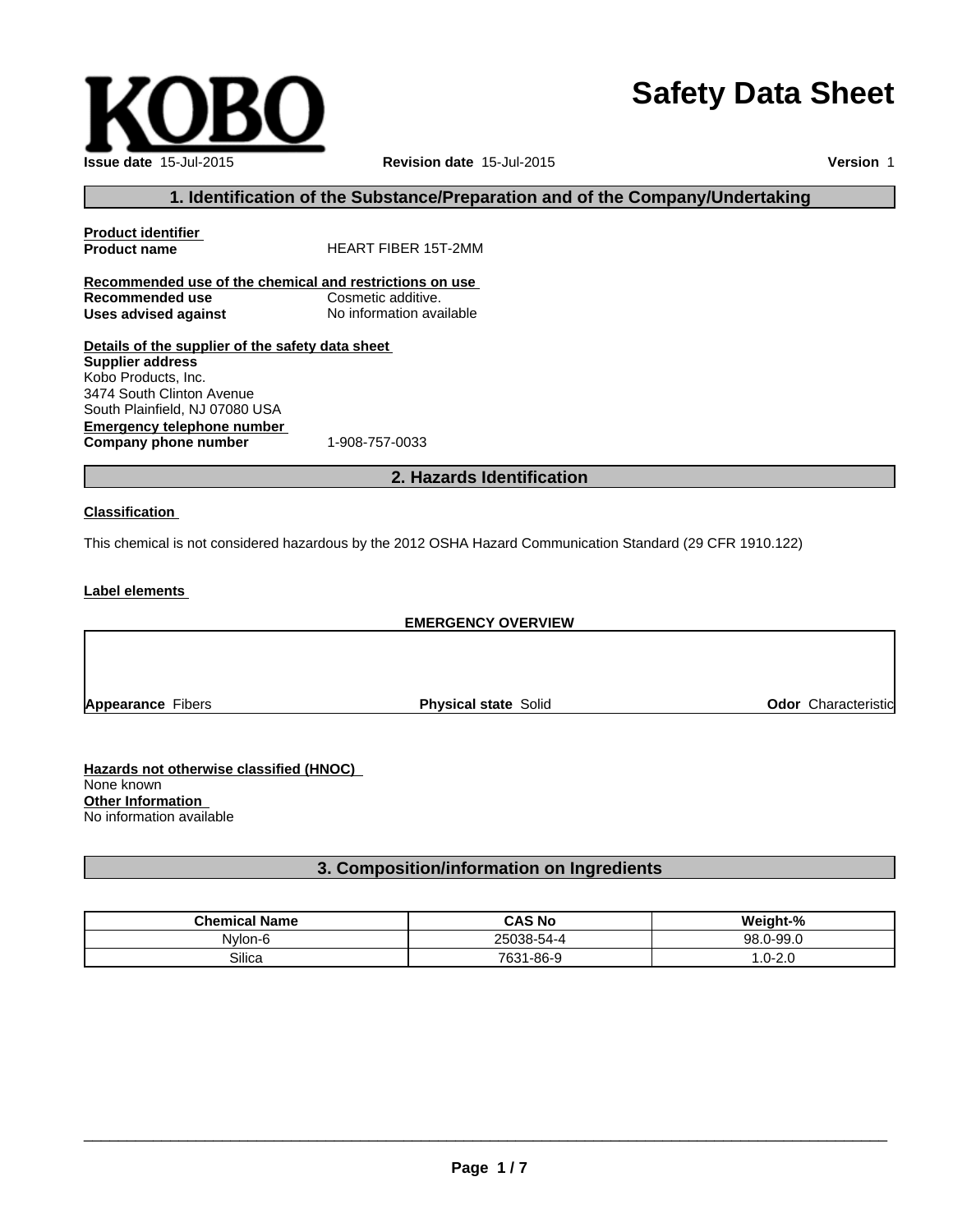KOBO

# Safety Data Sheet

**Issue date** 15-Jul-2015 **Revision date** 15-Jul-2015 **Version** 1

## 1. Identification of the Substance/Preparation and of the Company/Undertaking

**Product identifier**

**Product name** HEART FIBER 15T-2MM

**Recommended use of the chemical and restrictions on use**

**Recommended use** Cosmetic additive.

**Uses advised against** No information available

**Details of the supplier of the safety data sheet**

**Supplier address**

Kobo Products, Inc.
3474 South Clinton Avenue
South Plainfield, NJ 07080 USA

**Emergency telephone number**

**Company phone number** 1-908-757-0033

## 2. Hazards Identification

**Classification**

This chemical is not considered hazardous by the 2012 OSHA Hazard Communication Standard (29 CFR 1910.122)

**Label elements**

**EMERGENCY OVERVIEW**

**Appearance** Fibers **Physical state** Solid **Odor** Characteristic

**Hazards not otherwise classified (HNOC)**

None known

**Other Information**

No information available

## 3. Composition/information on Ingredients

| Chemical Name | CAS No | Weight-% |
| --- | --- | --- |
| Nylon-6 | 25038-54-4 | 98.0-99.0 |
| Silica | 7631-86-9 | 1.0-2.0 |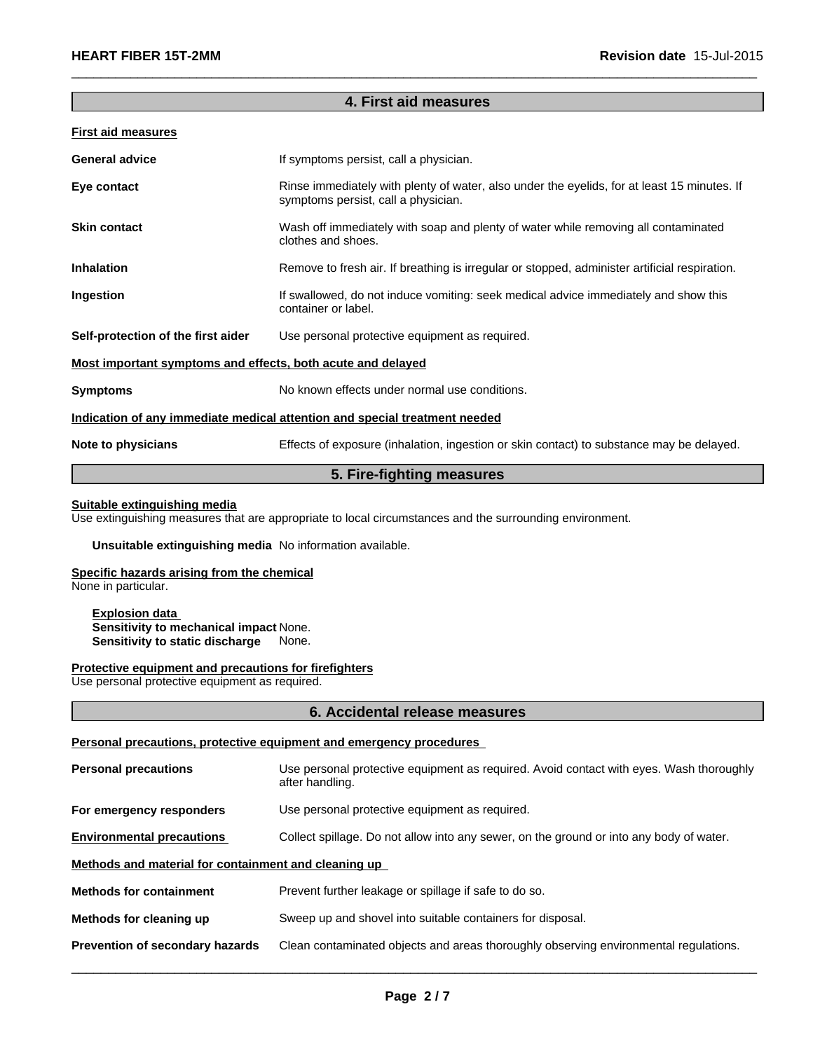## 4. First aid measures

**First aid measures**

| | |
|---|---|
| **General advice** | If symptoms persist, call a physician. |
| **Eye contact** | Rinse immediately with plenty of water, also under the eyelids, for at least 15 minutes. If symptoms persist, call a physician. |
| **Skin contact** | Wash off immediately with soap and plenty of water while removing all contaminated clothes and shoes. |
| **Inhalation** | Remove to fresh air. If breathing is irregular or stopped, administer artificial respiration. |
| **Ingestion** | If swallowed, do not induce vomiting: seek medical advice immediately and show this container or label. |
| **Self-protection of the first aider** | Use personal protective equipment as required. |

**Most important symptoms and effects, both acute and delayed**

| | |
|---|---|
| **Symptoms** | No known effects under normal use conditions. |

**Indication of any immediate medical attention and special treatment needed**

| | |
|---|---|
| **Note to physicians** | Effects of exposure (inhalation, ingestion or skin contact) to substance may be delayed. |

## 5. Fire-fighting measures

**Suitable extinguishing media**

Use extinguishing measures that are appropriate to local circumstances and the surrounding environment.

**Unsuitable extinguishing media** No information available.

**Specific hazards arising from the chemical**

None in particular.

**Explosion data**

**Sensitivity to mechanical impact** None.

**Sensitivity to static discharge** None.

**Protective equipment and precautions for firefighters**

Use personal protective equipment as required.

## 6. Accidental release measures

**Personal precautions, protective equipment and emergency procedures**

| | |
|---|---|
| **Personal precautions** | Use personal protective equipment as required. Avoid contact with eyes. Wash thoroughly after handling. |
| **For emergency responders** | Use personal protective equipment as required. |
| **Environmental precautions** | Collect spillage. Do not allow into any sewer, on the ground or into any body of water. |

**Methods and material for containment and cleaning up**

| | |
|---|---|
| **Methods for containment** | Prevent further leakage or spillage if safe to do so. |
| **Methods for cleaning up** | Sweep up and shovel into suitable containers for disposal. |
| **Prevention of secondary hazards** | Clean contaminated objects and areas thoroughly observing environmental regulations. |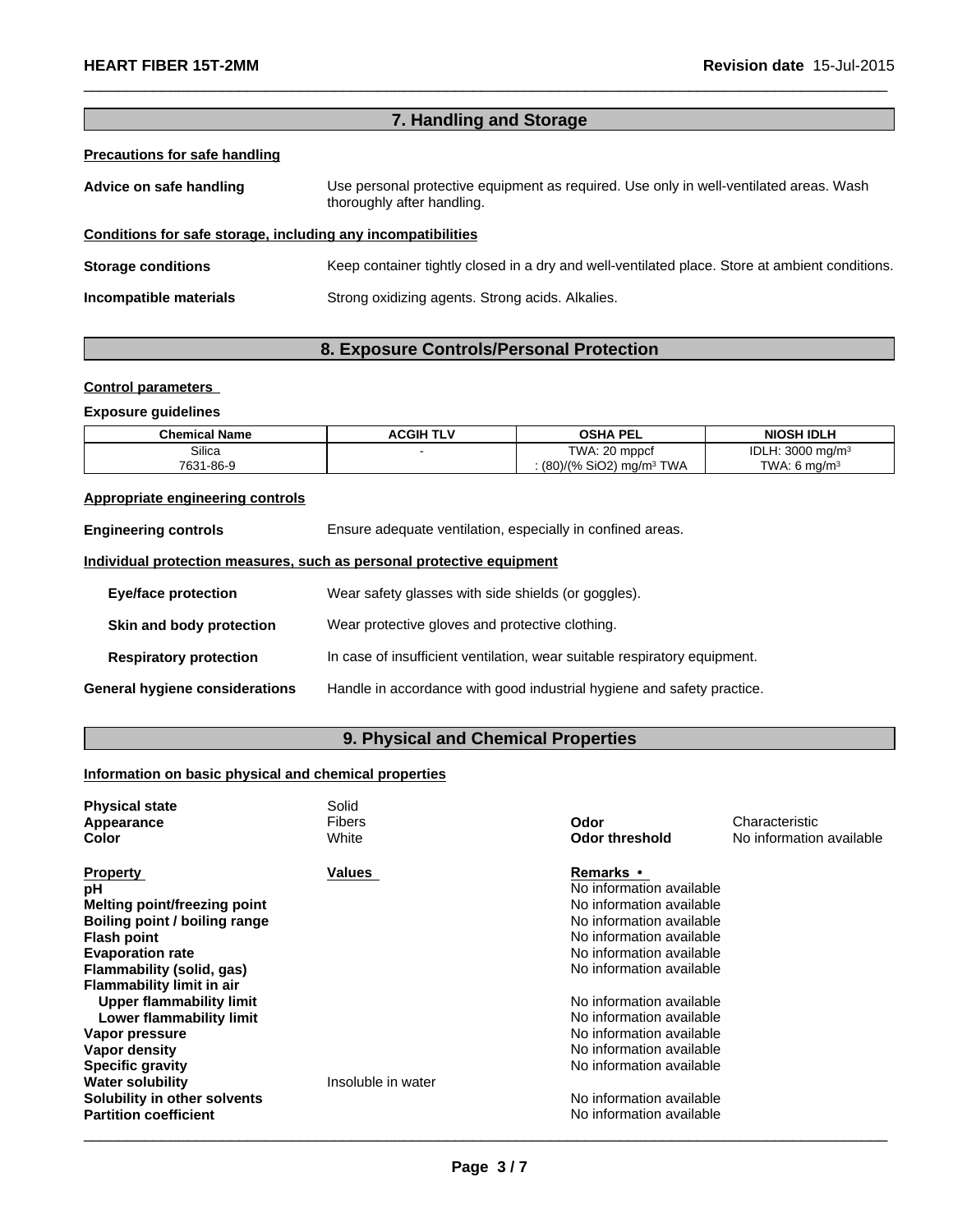## 7. Handling and Storage

**Precautions for safe handling**

**Advice on safe handling** Use personal protective equipment as required. Use only in well-ventilated areas. Wash thoroughly after handling.

**Conditions for safe storage, including any incompatibilities**

**Storage conditions** Keep container tightly closed in a dry and well-ventilated place. Store at ambient conditions.

**Incompatible materials** Strong oxidizing agents. Strong acids. Alkalies.

## 8. Exposure Controls/Personal Protection

**Control parameters**

**Exposure guidelines**

| Chemical Name | ACGIH TLV | OSHA PEL | NIOSH IDLH |
|---|---|---|---|
| Silica<br>7631-86-9 | - | TWA: 20 mppcf<br>: (80)/(% $SiO_2$) mg/m³ TWA | IDLH: 3000 mg/m³<br>TWA: 6 mg/m³ |

**Appropriate engineering controls**

**Engineering controls** Ensure adequate ventilation, especially in confined areas.

**Individual protection measures, such as personal protective equipment**

**Eye/face protection** Wear safety glasses with side shields (or goggles).

**Skin and body protection** Wear protective gloves and protective clothing.

**Respiratory protection** In case of insufficient ventilation, wear suitable respiratory equipment.

**General hygiene considerations** Handle in accordance with good industrial hygiene and safety practice.

## 9. Physical and Chemical Properties

**Information on basic physical and chemical properties**

| | | | |
|---|---|---|---|
| **Physical state** | Solid | | |
| **Appearance** | Fibers | **Odor** | Characteristic |
| **Color** | White | **Odor threshold** | No information available |

| Property | Values | Remarks • |
|---|---|---|
| **pH** | | No information available |
| **Melting point/freezing point** | | No information available |
| **Boiling point / boiling range** | | No information available |
| **Flash point** | | No information available |
| **Evaporation rate** | | No information available |
| **Flammability (solid, gas)** | | No information available |
| **Flammability limit in air** | | |
| **Upper flammability limit** | | No information available |
| **Lower flammability limit** | | No information available |
| **Vapor pressure** | | No information available |
| **Vapor density** | | No information available |
| **Specific gravity** | | No information available |
| **Water solubility** | Insoluble in water | |
| **Solubility in other solvents** | | No information available |
| **Partition coefficient** | | No information available |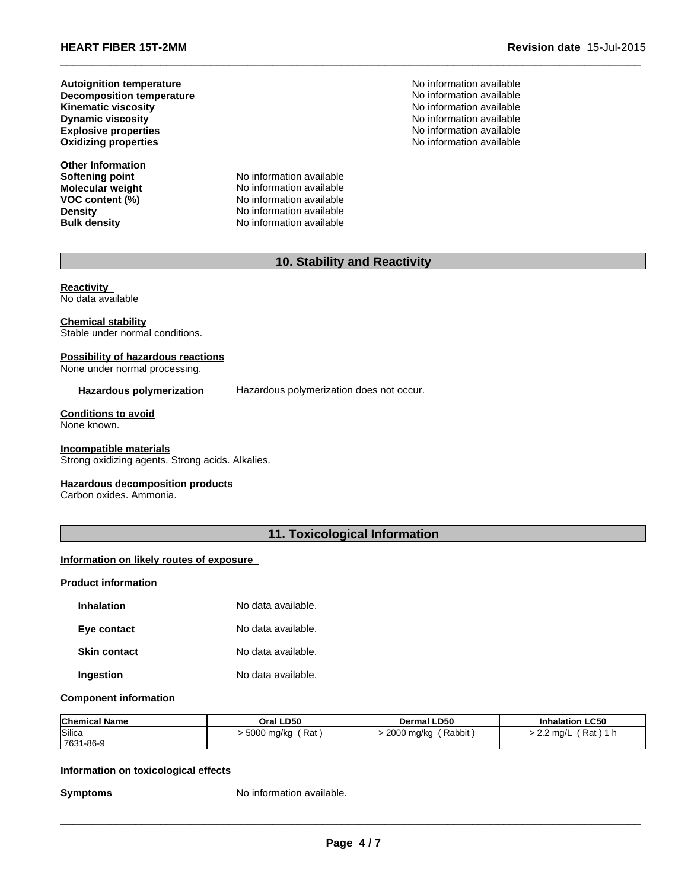| | |
|---|---|
| **Autoignition temperature** | No information available |
| **Decomposition temperature** | No information available |
| **Kinematic viscosity** | No information available |
| **Dynamic viscosity** | No information available |
| **Explosive properties** | No information available |
| **Oxidizing properties** | No information available |

**Other Information**

| | |
|---|---|
| **Softening point** | No information available |
| **Molecular weight** | No information available |
| **VOC content (%)** | No information available |
| **Density** | No information available |
| **Bulk density** | No information available |

## 10. Stability and Reactivity

**Reactivity**
No data available

**Chemical stability**
Stable under normal conditions.

**Possibility of hazardous reactions**
None under normal processing.

**Hazardous polymerization** Hazardous polymerization does not occur.

**Conditions to avoid**
None known.

**Incompatible materials**
Strong oxidizing agents. Strong acids. Alkalies.

**Hazardous decomposition products**
Carbon oxides. Ammonia.

## 11. Toxicological Information

**Information on likely routes of exposure**

**Product information**

| | |
|---|---|
| **Inhalation** | No data available. |
| **Eye contact** | No data available. |
| **Skin contact** | No data available. |
| **Ingestion** | No data available. |

**Component information**

| Chemical Name | Oral LD50 | Dermal LD50 | Inhalation LC50 |
|---|---|---|---|
| Silica 7631-86-9 | > 5000 mg/kg ( Rat ) | > 2000 mg/kg ( Rabbit ) | > 2.2 mg/L ( Rat ) 1 h |

**Information on toxicological effects**

**Symptoms** No information available.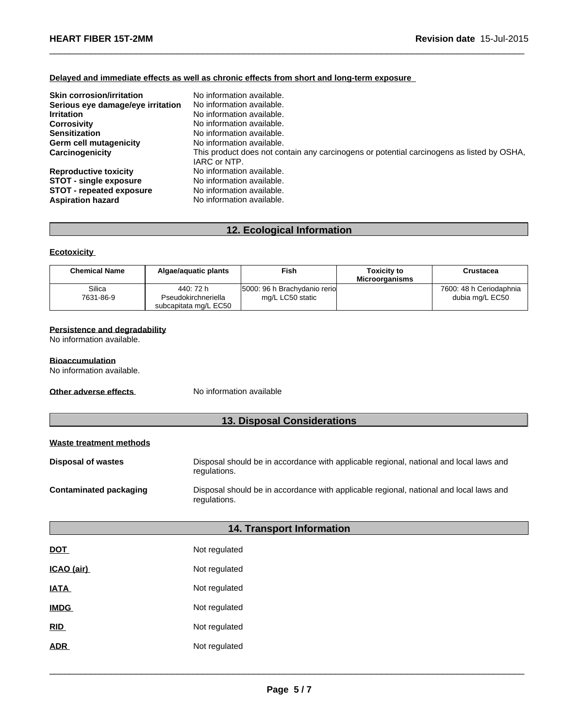**Delayed and immediate effects as well as chronic effects from short and long-term exposure**

| | |
|---|---|
| **Skin corrosion/irritation** | No information available. |
| **Serious eye damage/eye irritation** | No information available. |
| **Irritation** | No information available. |
| **Corrosivity** | No information available. |
| **Sensitization** | No information available. |
| **Germ cell mutagenicity** | No information available. |
| **Carcinogenicity** | This product does not contain any carcinogens or potential carcinogens as listed by OSHA, IARC or NTP. |
| **Reproductive toxicity** | No information available. |
| **STOT - single exposure** | No information available. |
| **STOT - repeated exposure** | No information available. |
| **Aspiration hazard** | No information available. |

## 12. Ecological Information

**Ecotoxicity**

| Chemical Name | Algae/aquatic plants | Fish | Toxicity to Microorganisms | Crustacea |
|---|---|---|---|---|
| Silica 7631-86-9 | 440: 72 h Pseudokirchneriella subcapitata mg/L EC50 | 5000: 96 h Brachydanio rerio mg/L LC50 static | | 7600: 48 h Ceriodaphnia dubia mg/L EC50 |

**Persistence and degradability**
No information available.

**Bioaccumulation**
No information available.

**Other adverse effects** No information available

## 13. Disposal Considerations

**Waste treatment methods**

| | |
|---|---|
| **Disposal of wastes** | Disposal should be in accordance with applicable regional, national and local laws and regulations. |
| **Contaminated packaging** | Disposal should be in accordance with applicable regional, national and local laws and regulations. |

## 14. Transport Information

| | |
|---|---|
| **DOT** | Not regulated |
| **ICAO (air)** | Not regulated |
| **IATA** | Not regulated |
| **IMDG** | Not regulated |
| **RID** | Not regulated |
| **ADR** | Not regulated |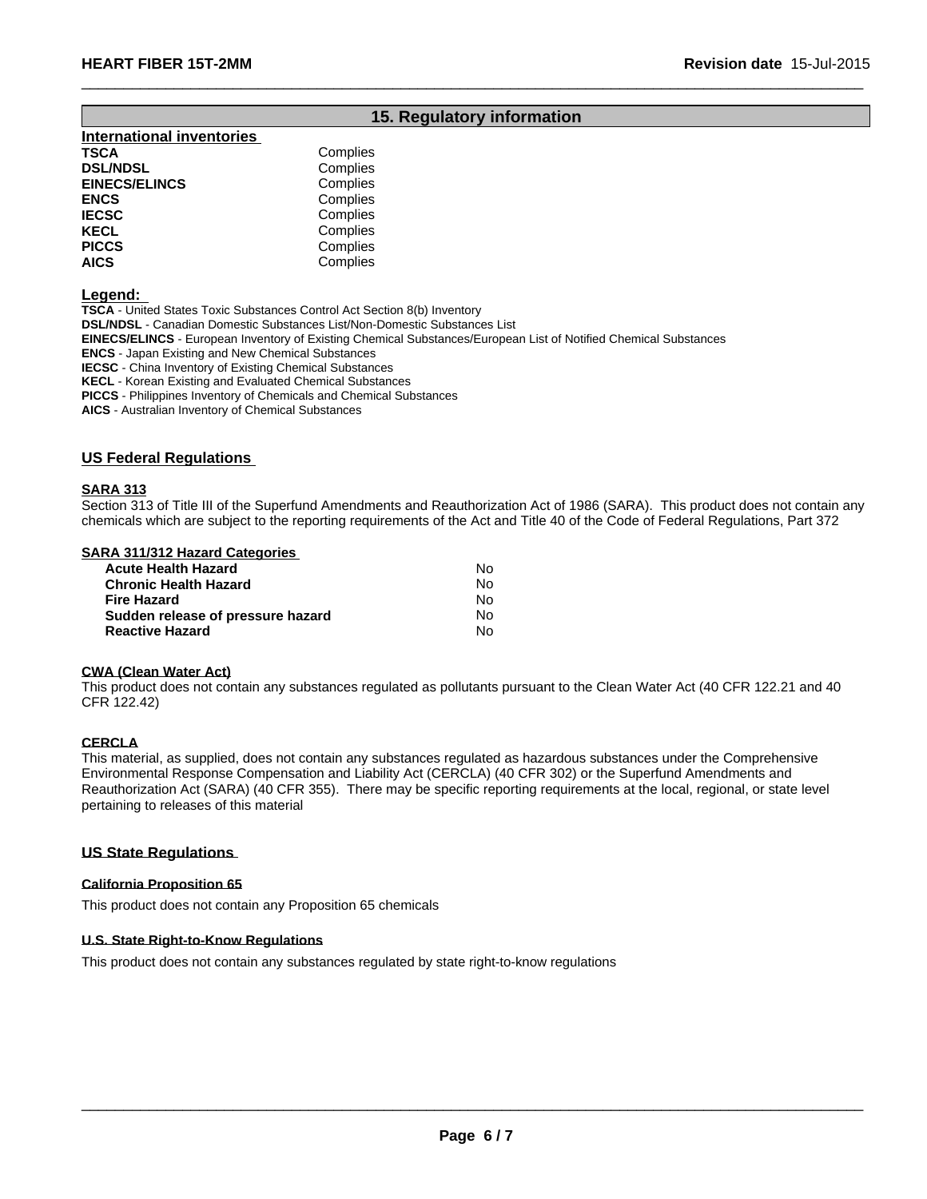## 15. Regulatory information

### International inventories

| | |
|---|---|
| **TSCA** | Complies |
| **DSL/NDSL** | Complies |
| **EINECS/ELINCS** | Complies |
| **ENCS** | Complies |
| **IECSC** | Complies |
| **KECL** | Complies |
| **PICCS** | Complies |
| **AICS** | Complies |

**Legend:**

**TSCA** - United States Toxic Substances Control Act Section 8(b) Inventory
**DSL/NDSL** - Canadian Domestic Substances List/Non-Domestic Substances List
**EINECS/ELINCS** - European Inventory of Existing Chemical Substances/European List of Notified Chemical Substances
**ENCS** - Japan Existing and New Chemical Substances
**IECSC** - China Inventory of Existing Chemical Substances
**KECL** - Korean Existing and Evaluated Chemical Substances
**PICCS** - Philippines Inventory of Chemicals and Chemical Substances
**AICS** - Australian Inventory of Chemical Substances

### US Federal Regulations

**SARA 313**

Section 313 of Title III of the Superfund Amendments and Reauthorization Act of 1986 (SARA). This product does not contain any chemicals which are subject to the reporting requirements of the Act and Title 40 of the Code of Federal Regulations, Part 372

**SARA 311/312 Hazard Categories**

| | |
|---|---|
| **Acute Health Hazard** | No |
| **Chronic Health Hazard** | No |
| **Fire Hazard** | No |
| **Sudden release of pressure hazard** | No |
| **Reactive Hazard** | No |

**CWA (Clean Water Act)**

This product does not contain any substances regulated as pollutants pursuant to the Clean Water Act (40 CFR 122.21 and 40 CFR 122.42)

**CERCLA**

This material, as supplied, does not contain any substances regulated as hazardous substances under the Comprehensive Environmental Response Compensation and Liability Act (CERCLA) (40 CFR 302) or the Superfund Amendments and Reauthorization Act (SARA) (40 CFR 355). There may be specific reporting requirements at the local, regional, or state level pertaining to releases of this material

### US State Regulations

**California Proposition 65**

This product does not contain any Proposition 65 chemicals

**U.S. State Right-to-Know Regulations**

This product does not contain any substances regulated by state right-to-know regulations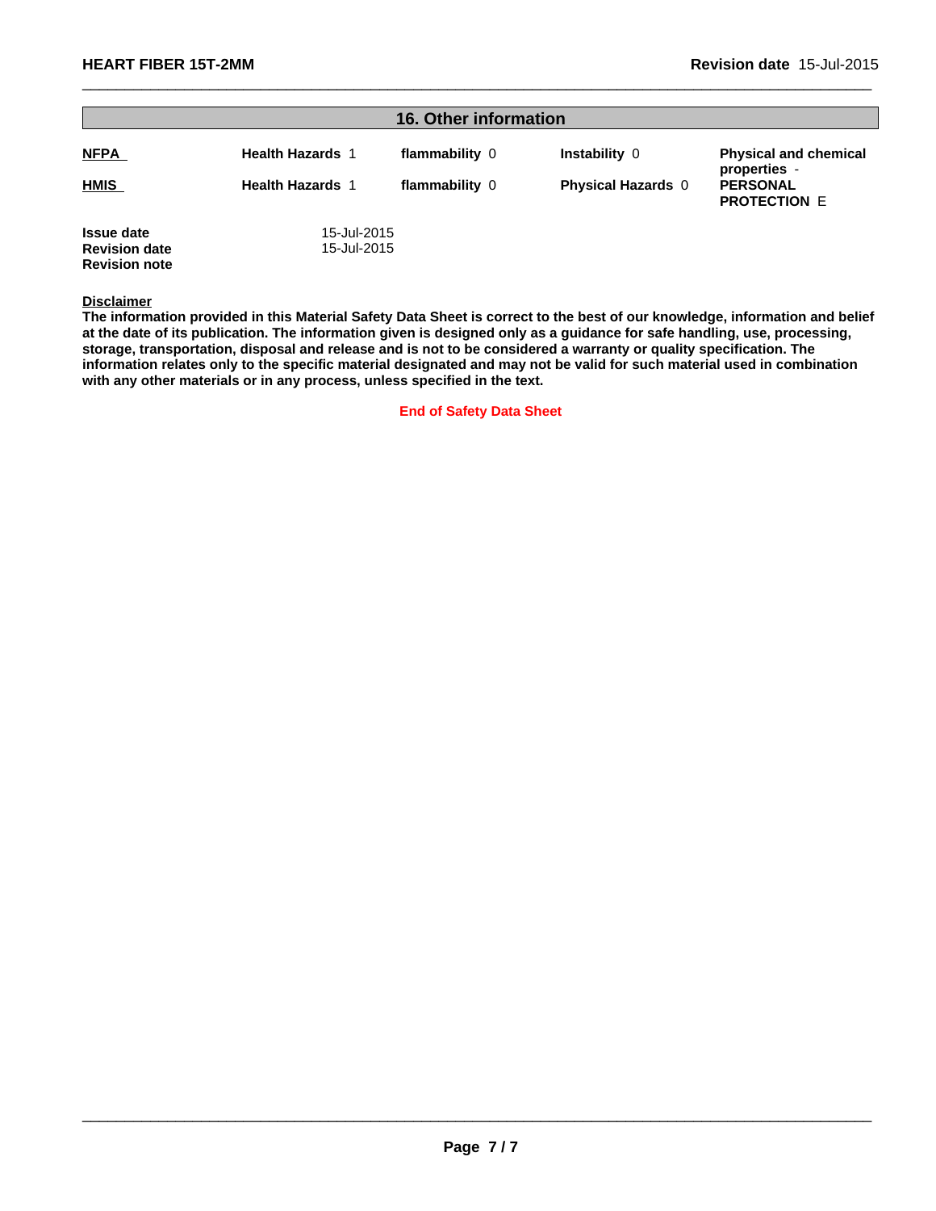## 16. Other information

| | | | | |
|---|---|---|---|---|
| **NFPA** | **Health Hazards** 1 | **flammability** 0 | **Instability** 0 | **Physical and chemical properties** - |
| **HMIS** | **Health Hazards** 1 | **flammability** 0 | **Physical Hazards** 0 | **PERSONAL PROTECTION** E |

**Issue date** 15-Jul-2015
**Revision date** 15-Jul-2015
**Revision note**

**Disclaimer**
**The information provided in this Material Safety Data Sheet is correct to the best of our knowledge, information and belief at the date of its publication. The information given is designed only as a guidance for safe handling, use, processing, storage, transportation, disposal and release and is not to be considered a warranty or quality specification. The information relates only to the specific material designated and may not be valid for such material used in combination with any other materials or in any process, unless specified in the text.**

**End of Safety Data Sheet**